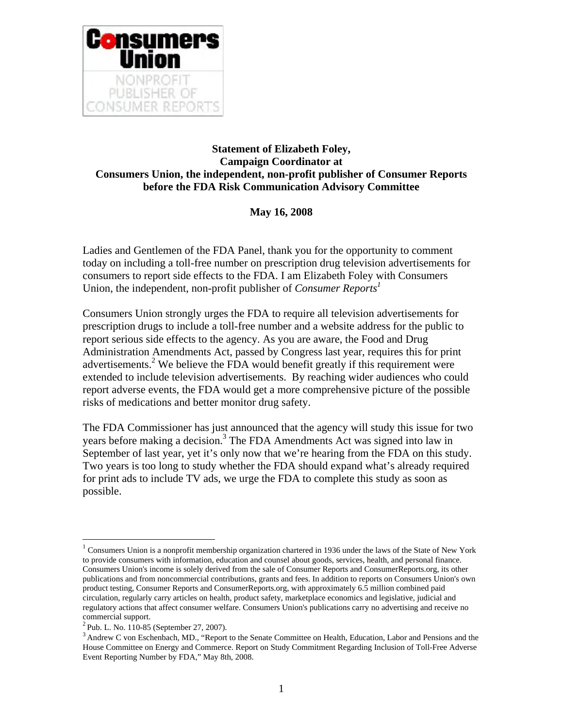Consumers Union

NONPROFIT PUBLISHER OF CONSUMER REPORTS

**Statement of Elizabeth Foley,**
**Campaign Coordinator at**
**Consumers Union, the independent, non-profit publisher of Consumer Reports**
**before the FDA Risk Communication Advisory Committee**

**May 16, 2008**

Ladies and Gentlemen of the FDA Panel, thank you for the opportunity to comment today on including a toll-free number on prescription drug television advertisements for consumers to report side effects to the FDA. I am Elizabeth Foley with Consumers Union, the independent, non-profit publisher of *Consumer Reports*[1]

Consumers Union strongly urges the FDA to require all television advertisements for prescription drugs to include a toll-free number and a website address for the public to report serious side effects to the agency. As you are aware, the Food and Drug Administration Amendments Act, passed by Congress last year, requires this for print advertisements.[2] We believe the FDA would benefit greatly if this requirement were extended to include television advertisements. By reaching wider audiences who could report adverse events, the FDA would get a more comprehensive picture of the possible risks of medications and better monitor drug safety.

The FDA Commissioner has just announced that the agency will study this issue for two years before making a decision.[3] The FDA Amendments Act was signed into law in September of last year, yet it's only now that we're hearing from the FDA on this study. Two years is too long to study whether the FDA should expand what's already required for print ads to include TV ads, we urge the FDA to complete this study as soon as possible.

---

[1] Consumers Union is a nonprofit membership organization chartered in 1936 under the laws of the State of New York to provide consumers with information, education and counsel about goods, services, health, and personal finance. Consumers Union's income is solely derived from the sale of Consumer Reports and ConsumerReports.org, its other publications and from noncommercial contributions, grants and fees. In addition to reports on Consumers Union's own product testing, Consumer Reports and ConsumerReports.org, with approximately 6.5 million combined paid circulation, regularly carry articles on health, product safety, marketplace economics and legislative, judicial and regulatory actions that affect consumer welfare. Consumers Union's publications carry no advertising and receive no commercial support.

[2] Pub. L. No. 110-85 (September 27, 2007).

[3] Andrew C von Eschenbach, MD., "Report to the Senate Committee on Health, Education, Labor and Pensions and the House Committee on Energy and Commerce. Report on Study Commitment Regarding Inclusion of Toll-Free Adverse Event Reporting Number by FDA," May 8th, 2008.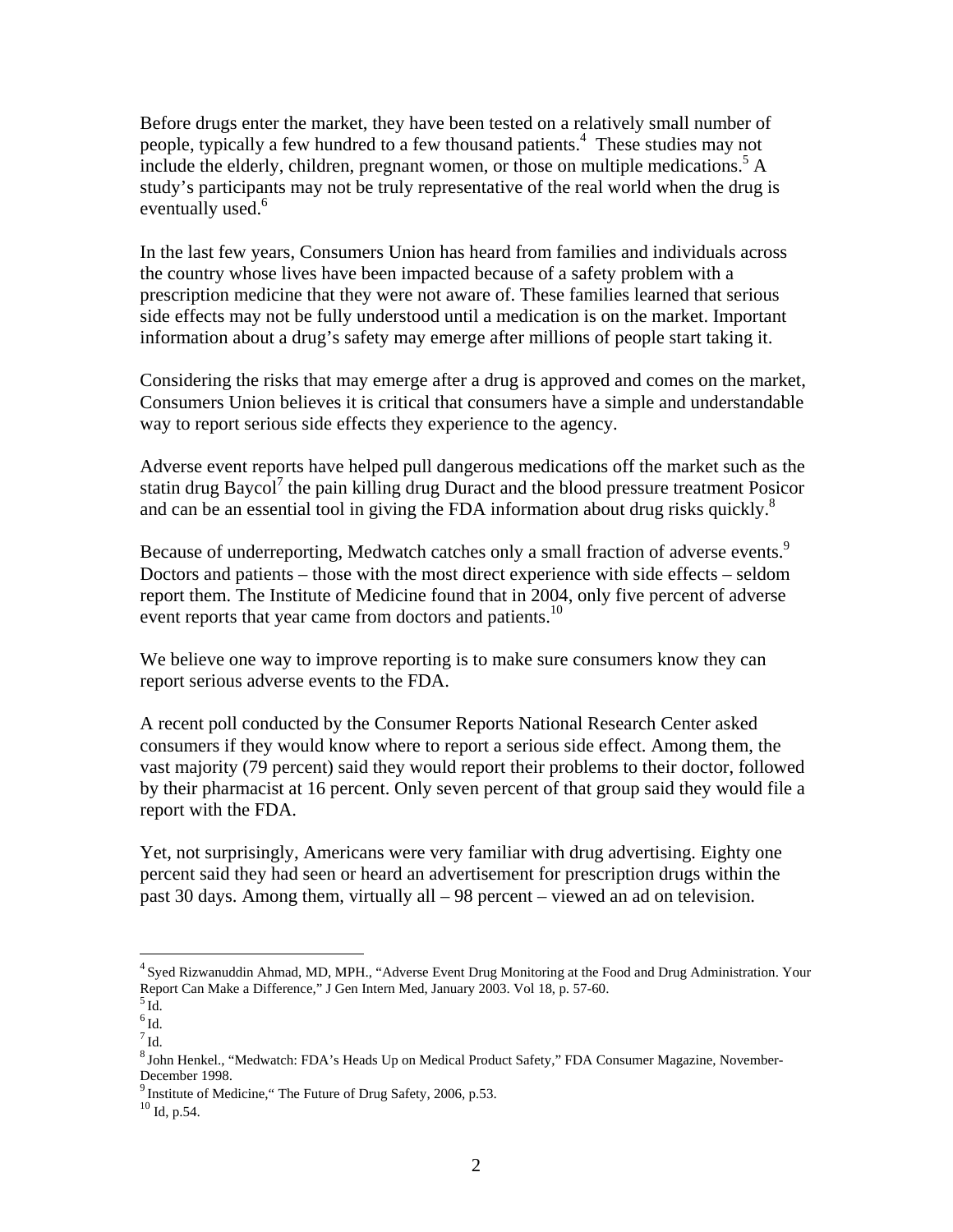Before drugs enter the market, they have been tested on a relatively small number of people, typically a few hundred to a few thousand patients.[4] These studies may not include the elderly, children, pregnant women, or those on multiple medications.[5] A study's participants may not be truly representative of the real world when the drug is eventually used.[6]

In the last few years, Consumers Union has heard from families and individuals across the country whose lives have been impacted because of a safety problem with a prescription medicine that they were not aware of. These families learned that serious side effects may not be fully understood until a medication is on the market. Important information about a drug's safety may emerge after millions of people start taking it.

Considering the risks that may emerge after a drug is approved and comes on the market, Consumers Union believes it is critical that consumers have a simple and understandable way to report serious side effects they experience to the agency.

Adverse event reports have helped pull dangerous medications off the market such as the statin drug Baycol[7] the pain killing drug Duract and the blood pressure treatment Posicor and can be an essential tool in giving the FDA information about drug risks quickly.[8]

Because of underreporting, Medwatch catches only a small fraction of adverse events.[9] Doctors and patients – those with the most direct experience with side effects – seldom report them. The Institute of Medicine found that in 2004, only five percent of adverse event reports that year came from doctors and patients.[10]

We believe one way to improve reporting is to make sure consumers know they can report serious adverse events to the FDA.

A recent poll conducted by the Consumer Reports National Research Center asked consumers if they would know where to report a serious side effect. Among them, the vast majority (79 percent) said they would report their problems to their doctor, followed by their pharmacist at 16 percent. Only seven percent of that group said they would file a report with the FDA.

Yet, not surprisingly, Americans were very familiar with drug advertising. Eighty one percent said they had seen or heard an advertisement for prescription drugs within the past 30 days. Among them, virtually all – 98 percent – viewed an ad on television.

---

[4] Syed Rizwanuddin Ahmad, MD, MPH., "Adverse Event Drug Monitoring at the Food and Drug Administration. Your Report Can Make a Difference," J Gen Intern Med, January 2003. Vol 18, p. 57-60.

[5] Id.

[6] Id.

[7] Id.

[8] John Henkel., "Medwatch: FDA's Heads Up on Medical Product Safety," FDA Consumer Magazine, November-December 1998.

[9] Institute of Medicine," The Future of Drug Safety, 2006, p.53.

[10] Id, p.54.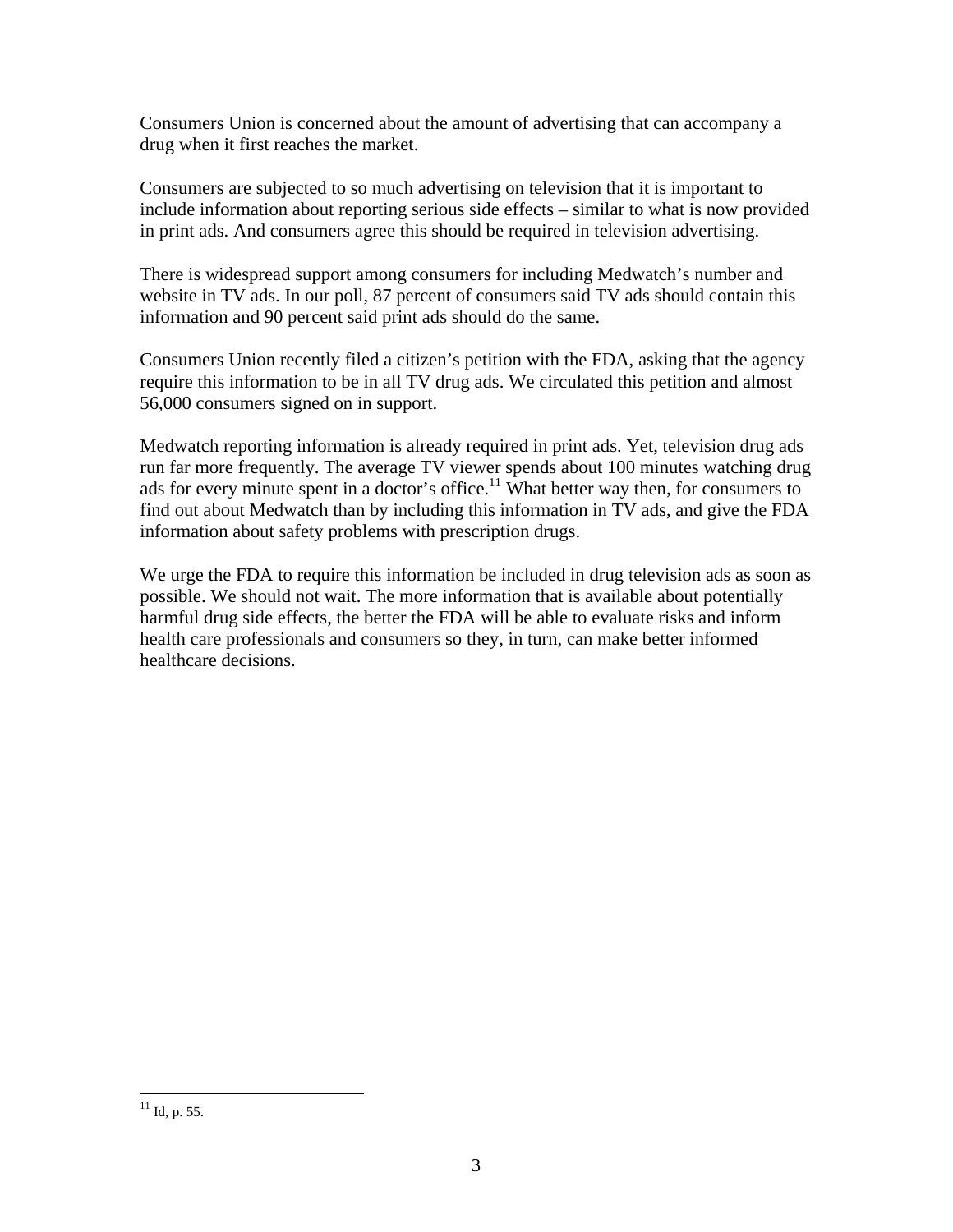Consumers Union is concerned about the amount of advertising that can accompany a drug when it first reaches the market.

Consumers are subjected to so much advertising on television that it is important to include information about reporting serious side effects – similar to what is now provided in print ads. And consumers agree this should be required in television advertising.

There is widespread support among consumers for including Medwatch's number and website in TV ads. In our poll, 87 percent of consumers said TV ads should contain this information and 90 percent said print ads should do the same.

Consumers Union recently filed a citizen's petition with the FDA, asking that the agency require this information to be in all TV drug ads. We circulated this petition and almost 56,000 consumers signed on in support.

Medwatch reporting information is already required in print ads. Yet, television drug ads run far more frequently. The average TV viewer spends about 100 minutes watching drug ads for every minute spent in a doctor's office.[11] What better way then, for consumers to find out about Medwatch than by including this information in TV ads, and give the FDA information about safety problems with prescription drugs.

We urge the FDA to require this information be included in drug television ads as soon as possible. We should not wait. The more information that is available about potentially harmful drug side effects, the better the FDA will be able to evaluate risks and inform health care professionals and consumers so they, in turn, can make better informed healthcare decisions.

---

[11] Id, p. 55.